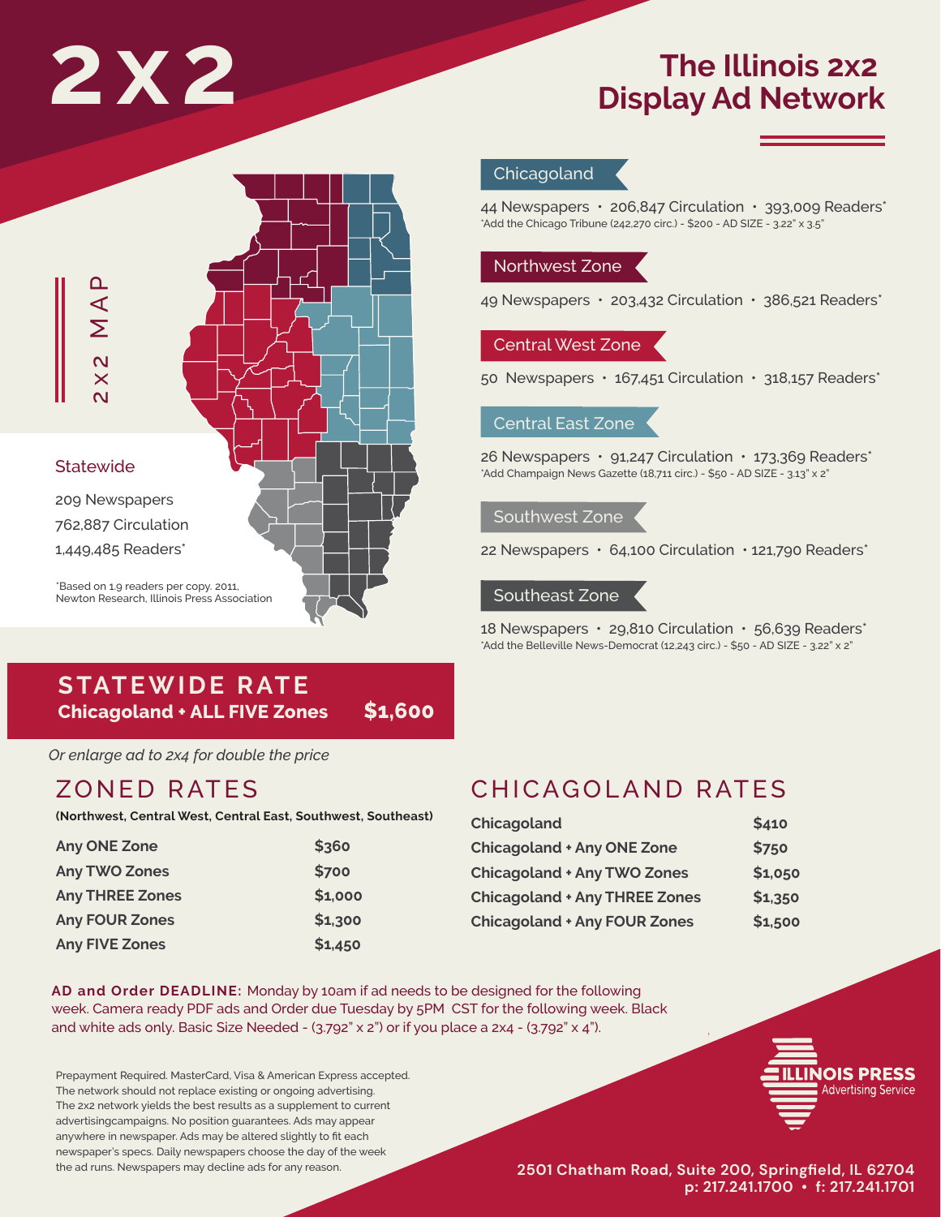# 2X2

# The Illinois 2x2 Display Ad Network

2X2 MAP

### Statewide

209 Newspapers
762,887 Circulation
1,449,485 Readers*

*Based on 1.9 readers per copy. 2011, Newton Research, Illinois Press Association

### Chicagoland

44 Newspapers • 206,847 Circulation • 393,009 Readers*
*Add the Chicago Tribune (242,270 circ.) - $200 - AD SIZE - 3.22" x 3.5"

### Northwest Zone

49 Newspapers • 203,432 Circulation • 386,521 Readers*

### Central West Zone

50 Newspapers • 167,451 Circulation • 318,157 Readers*

### Central East Zone

26 Newspapers • 91,247 Circulation • 173,369 Readers*
*Add Champaign News Gazette (18,711 circ.) - $50 - AD SIZE - 3.13" x 2"

### Southwest Zone

22 Newspapers • 64,100 Circulation • 121,790 Readers*

### Southeast Zone

18 Newspapers • 29,810 Circulation • 56,639 Readers*
*Add the Belleville News-Democrat (12,243 circ.) - $50 - AD SIZE - 3.22" x 2"

## STATEWIDE RATE

**Chicagoland + ALL FIVE Zones** **$1,600**

*Or enlarge ad to 2x4 for double the price*

## ZONED RATES

**(Northwest, Central West, Central East, Southwest, Southeast)**

| Zones | Rate |
|---|---|
| Any ONE Zone | $360 |
| Any TWO Zones | $700 |
| Any THREE Zones | $1,000 |
| Any FOUR Zones | $1,300 |
| Any FIVE Zones | $1,450 |

## CHICAGOLAND RATES

| Zones | Rate |
|---|---|
| Chicagoland | $410 |
| Chicagoland + Any ONE Zone | $750 |
| Chicagoland + Any TWO Zones | $1,050 |
| Chicagoland + Any THREE Zones | $1,350 |
| Chicagoland + Any FOUR Zones | $1,500 |

**AD and Order DEADLINE:** Monday by 10am if ad needs to be designed for the following week. Camera ready PDF ads and Order due Tuesday by 5PM CST for the following week. Black and white ads only. Basic Size Needed - (3.792" x 2") or if you place a 2x4 - (3.792" x 4").

Prepayment Required. MasterCard, Visa & American Express accepted. The network should not replace existing or ongoing advertising. The 2x2 network yields the best results as a supplement to current advertisingcampaigns. No position guarantees. Ads may appear anywhere in newspaper. Ads may be altered slightly to fit each newspaper's specs. Daily newspapers choose the day of the week the ad runs. Newspapers may decline ads for any reason.

ILLINOIS PRESS Advertising Service

**2501 Chatham Road, Suite 200, Springfield, IL 62704**
**p: 217.241.1700 • f: 217.241.1701**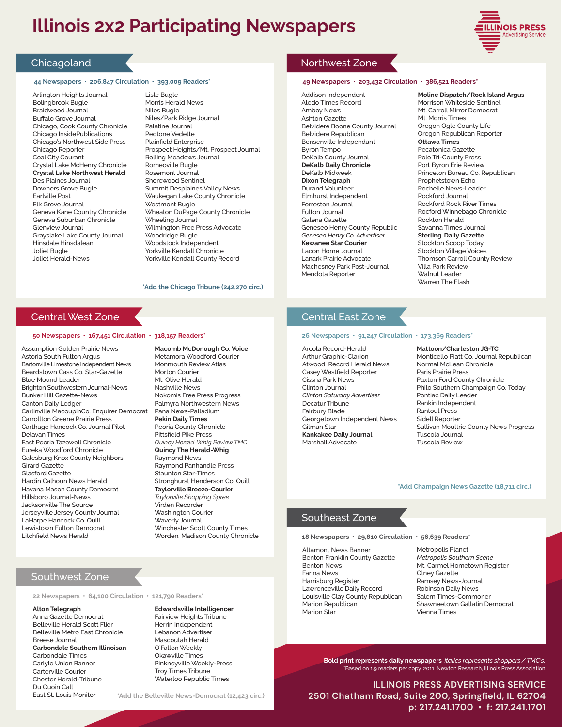# Illinois 2x2 Participating Newspapers

ILLINOIS PRESS Advertising Service

## Chicagoland

44 Newspapers • 206,847 Circulation • 393,009 Readers*

Arlington Heights Journal
Bolingbrook Bugle
Braidwood Journal
Buffalo Grove Journal
Chicago, Cook County Chronicle
Chicago InsidePublications
Chicago's Northwest Side Press
Chicago Reporter
Coal City Courant
Crystal Lake McHenry Chronicle
**Crystal Lake Northwest Herald**
Des Plaines Journal
Downers Grove Bugle
Earlville Post
Elk Grove Journal
Geneva Kane Country Chronicle
Geneva Suburban Chronicle
Glenview Journal
Grayslake Lake County Journal
Hinsdale Hinsdalean
Joliet Bugle
Joliet Herald-News
Lisle Bugle
Morris Herald News
Niles Bugle
Niles/Park Ridge Journal
Palatine Journal
Peotone Vedette
Plainfield Enterprise
Prospect Heights/Mt. Prospect Journal
Rolling Meadows Journal
Romeoville Bugle
Rosemont Journal
Shorewood Sentinel
Summit Desplaines Valley News
Waukegan Lake County Chronicle
Westmont Bugle
Wheaton DuPage County Chronicle
Wheeling Journal
Wilmington Free Press Advocate
Woodridge Bugle
Woodstock Independent
Yorkville Kendall Chronicle
Yorkville Kendall County Record

*Add the Chicago Tribune (242,270 circ.)

## Northwest Zone

49 Newspapers • 203,432 Circulation • 386,521 Readers*

Addison Independent
Aledo Times Record
Amboy News
Ashton Gazette
Belvidere Boone County Journal
Belvidere Republican
Bensenville Independant
Byron Tempo
DeKalb County Journal
**DeKalb Daily Chronicle**
DeKalb Midweek
**Dixon Telegraph**
Durand Volunteer
Elmhurst Independent
Forreston Journal
Fulton Journal
Galena Gazette
Geneseo Henry County Republic
*Geneseo Henry Co. Advertiser*
**Kewanee Star Courier**
Lacon Home Journal
Lanark Prairie Advocate
Machesney Park Post-Journal
Mendota Reporter
**Moline Dispatch/Rock Island Argus**
Morrison Whiteside Sentinel
Mt. Carroll Mirror Democrat
Mt. Morris Times
Oregon Ogle County Life
Oregon Republican Reporter
**Ottawa Times**
Pecatonica Gazette
Polo Tri-County Press
Port Byron Erie Review
Princeton Bureau Co. Republican
Prophetstown Echo
Rochelle News-Leader
Rockford Journal
Rockford Rock River Times
Rocford Winnebago Chronicle
Rockton Herald
Savanna Times Journal
**Sterling Daily Gazette**
Stockton Scoop Today
Stockton Village Voices
Thomson Carroll County Review
Villa Park Review
Walnut Leader
Warren The Flash

## Central West Zone

50 Newspapers • 167,451 Circulation • 318,157 Readers*

Assumption Golden Prairie News
Astoria South Fulton Argus
Bartonville Limestone Independent News
Beardstown Cass Co. Star-Gazette
Blue Mound Leader
Brighton Southwestern Journal-News
Bunker Hill Gazette-News
Canton Daily Ledger
Carlinville MacoupinCo. Enquirer Democrat
Carrollton Greene Prairie Press
Carthage Hancock Co. Journal Pilot
Delavan Times
East Peoria Tazewell Chronicle
Eureka Woodford Chronicle
Galesburg Knox County Neighbors
Girard Gazette
Glasford Gazette
Hardin Calhoun News Herald
Havana Mason County Democrat
Hillsboro Journal-News
Jacksonville The Source
Jerseyville Jersey County Journal
LaHarpe Hancock Co. Quill
Lewistown Fulton Democrat
Litchfield News Herald
**Macomb McDonough Co. Voice**
Metamora Woodford Courier
Monmouth Review Atlas
Morton Courier
Mt. Olive Herald
Nashville News
Nokomis Free Press Progress
Palmyra Northwestern News
Pana News-Palladium
**Pekin Daily Times**
Peoria County Chronicle
Pittsfield Pike Press
*Quincy Herald-Whig Review TMC*
**Quincy The Herald-Whig**
Raymond News
Raymond Panhandle Press
Staunton Star-Times
Stronghurst Henderson Co. Quill
**Taylorville Breeze-Courier**
*Taylorville Shopping Spree*
Virden Recorder
Washington Courier
Waverly Journal
Winchester Scott County Times
Worden, Madison County Chronicle

## Central East Zone

26 Newspapers • 91,247 Circulation • 173,369 Readers*

Arcola Record-Herald
Arthur Graphic-Clarion
Atwood Record Herald News
Casey Westfield Reporter
Cissna Park News
Clinton Journal
*Clinton Saturday Advertiser*
Decatur Tribune
Fairbury Blade
Georgetown Independent News
Gilman Star
**Kankakee Daily Journal**
Marshall Advocate
**Mattoon/Charleston JG-TC**
Monticello Piatt Co. Journal Republican
Normal McLean Chronicle
Paris Prairie Press
Paxton Ford County Chronicle
Philo Southern Champaign Co. Today
Pontiac Daily Leader
Rankin Independent
Rantoul Press
Sidell Reporter
Sullivan Moultrie County News Progress
Tuscola Journal
Tuscola Review

*Add Champaign News Gazette (18,711 circ.)

## Southwest Zone

22 Newspapers • 64,100 Circulation • 121,790 Readers*

**Alton Telegraph**
Anna Gazette Democrat
Belleville Herald Scott Flier
Belleville Metro East Chronicle
Breese Journal
**Carbondale Southern Illinoisan**
Carbondale Times
Carlyle Union Banner
Carterville Courier
Chester Herald-Tribune
Du Quoin Call
East St. Louis Monitor
**Edwardsville Intelligencer**
Fairview Heights Tribune
Herrin Independent
Lebanon Advertiser
Mascoutah Herald
O'Fallon Weekly
Okawville Times
Pinkneyville Weekly-Press
Troy Times Tribune
Waterloo Republic Times

*Add the Belleville News-Democrat (12,423 circ.)

## Southeast Zone

18 Newspapers • 29,810 Circulation • 56,639 Readers*

Altamont News Banner
Benton Franklin County Gazette
Benton News
Farina News
Harrisburg Register
Lawrenceville Daily Record
Louisville Clay County Republican
Marion Republican
Marion Star
Metropolis Planet
*Metropolis Southern Scene*
Mt. Carmel Hometown Register
Olney Gazette
Ramsey News-Journal
Robinson Daily News
Salem Times-Commoner
Shawneetown Gallatin Democrat
Vienna Times

**Bold print represents daily newspapers**, *italics represents shoppers / TMC's.*
*Based on 1.9 readers per copy. 2011, Newton Research, Illinois Press Association

**ILLINOIS PRESS ADVERTISING SERVICE**
**2501 Chatham Road, Suite 200, Springfield, IL 62704**
**p: 217.241.1700 • f: 217.241.1701**